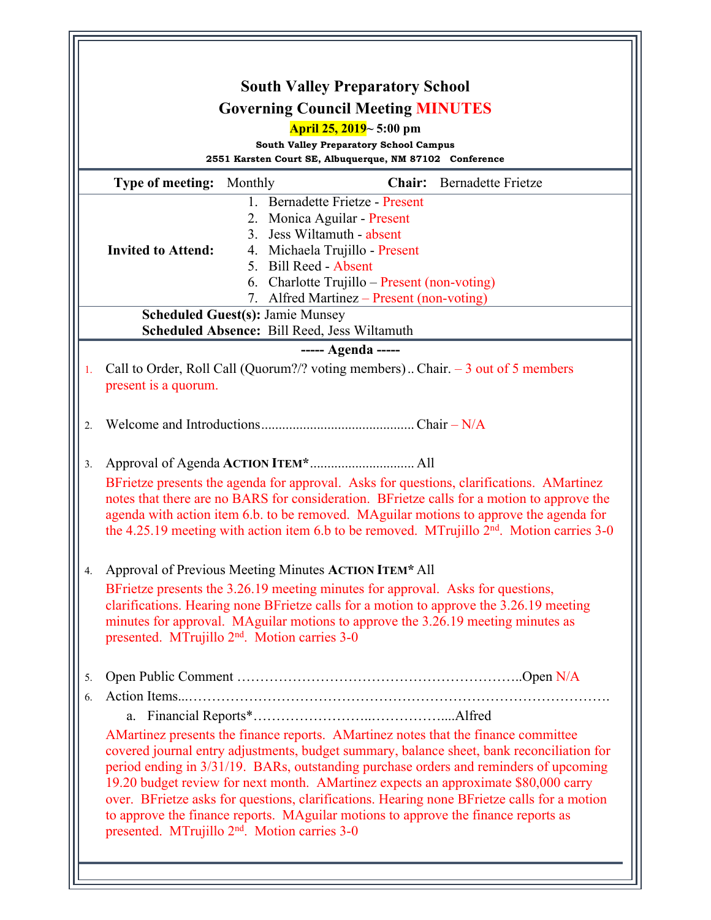# South Valley Preparatory School
## Governing Council Meeting MINUTES

**April 25, 2019~ 5:00 pm**

**South Valley Preparatory School Campus**
**2551 Karsten Court SE, Albuquerque, NM 87102 Conference**

**Type of meeting:** Monthly **Chair:** Bernadette Frietze

**Invited to Attend:**
1. Bernadette Frietze - Present
2. Monica Aguilar - Present
3. Jess Wiltamuth - absent
4. Michaela Trujillo - Present
5. Bill Reed - Absent
6. Charlotte Trujillo – Present (non-voting)
7. Alfred Martinez – Present (non-voting)

**Scheduled Guest(s):** Jamie Munsey
**Scheduled Absence:** Bill Reed, Jess Wiltamuth

----- Agenda -----

1. Call to Order, Roll Call (Quorum?/? voting members).. Chair. – 3 out of 5 members present is a quorum.

2. Welcome and Introductions........................................... Chair – N/A

3. Approval of Agenda **ACTION ITEM*** ............................. All
   BFrietze presents the agenda for approval. Asks for questions, clarifications. AMartinez notes that there are no BARS for consideration. BFrietze calls for a motion to approve the agenda with action item 6.b. to be removed. MAguilar motions to approve the agenda for the 4.25.19 meeting with action item 6.b to be removed. MTrujillo 2nd. Motion carries 3-0

4. Approval of Previous Meeting Minutes **ACTION ITEM*** All
   BFrietze presents the 3.26.19 meeting minutes for approval. Asks for questions, clarifications. Hearing none BFrietze calls for a motion to approve the 3.26.19 meeting minutes for approval. MAguilar motions to approve the 3.26.19 meeting minutes as presented. MTrujillo 2nd. Motion carries 3-0

5. Open Public Comment …………………………………………………..Open N/A

6. Action Items...……………………………………………………………………….
   a. Financial Reports*……………………..……………....Alfred

   AMartinez presents the finance reports. AMartinez notes that the finance committee covered journal entry adjustments, budget summary, balance sheet, bank reconciliation for period ending in 3/31/19. BARs, outstanding purchase orders and reminders of upcoming 19.20 budget review for next month. AMartinez expects an approximate $80,000 carry over. BFrietze asks for questions, clarifications. Hearing none BFrietze calls for a motion to approve the finance reports. MAguilar motions to approve the finance reports as presented. MTrujillo 2nd. Motion carries 3-0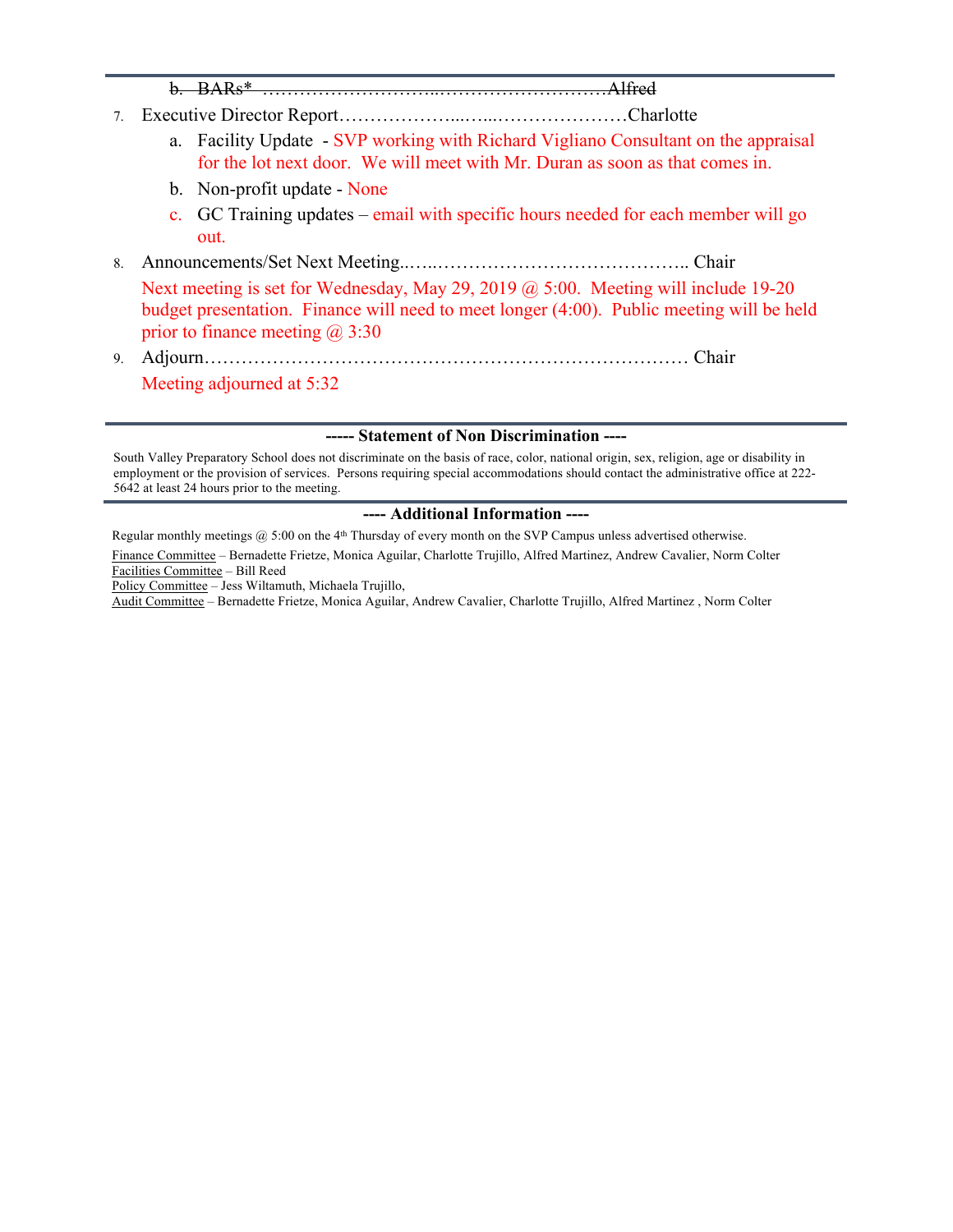b. ~~BARs* ………………………..……………………….Alfred~~

7. Executive Director Report………………...…...…………………Charlotte
   a. Facility Update - SVP working with Richard Vigliano Consultant on the appraisal for the lot next door. We will meet with Mr. Duran as soon as that comes in.
   b. Non-profit update - None
   c. GC Training updates – email with specific hours needed for each member will go out.

8. Announcements/Set Next Meeting..…..………………………………….. Chair

   Next meeting is set for Wednesday, May 29, 2019 @ 5:00. Meeting will include 19-20 budget presentation. Finance will need to meet longer (4:00). Public meeting will be held prior to finance meeting @ 3:30

9. Adjourn…………………………………………………………………… Chair

   Meeting adjourned at 5:32

---

**----- Statement of Non Discrimination ----**

South Valley Preparatory School does not discriminate on the basis of race, color, national origin, sex, religion, age or disability in employment or the provision of services. Persons requiring special accommodations should contact the administrative office at 222-5642 at least 24 hours prior to the meeting.

---

**---- Additional Information ----**

Regular monthly meetings @ 5:00 on the 4th Thursday of every month on the SVP Campus unless advertised otherwise.

<u>Finance Committee</u> – Bernadette Frietze, Monica Aguilar, Charlotte Trujillo, Alfred Martinez, Andrew Cavalier, Norm Colter
<u>Facilities Committee</u> – Bill Reed
<u>Policy Committee</u> – Jess Wiltamuth, Michaela Trujillo,
<u>Audit Committee</u> – Bernadette Frietze, Monica Aguilar, Andrew Cavalier, Charlotte Trujillo, Alfred Martinez , Norm Colter